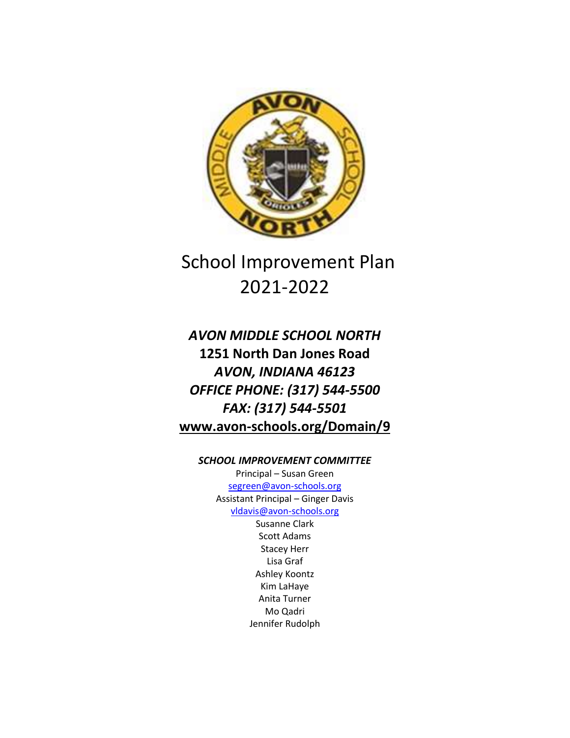# School Improvement Plan 2021-2022

***AVON MIDDLE SCHOOL NORTH***

**1251 North Dan Jones Road**

***AVON, INDIANA 46123***

***OFFICE PHONE: (317) 544-5500***

***FAX: (317) 544-5501***

**www.avon-schools.org/Domain/9**

***SCHOOL IMPROVEMENT COMMITTEE***

Principal – Susan Green

segreen@avon-schools.org

Assistant Principal – Ginger Davis

vldavis@avon-schools.org

Susanne Clark

Scott Adams

Stacey Herr

Lisa Graf

Ashley Koontz

Kim LaHaye

Anita Turner

Mo Qadri

Jennifer Rudolph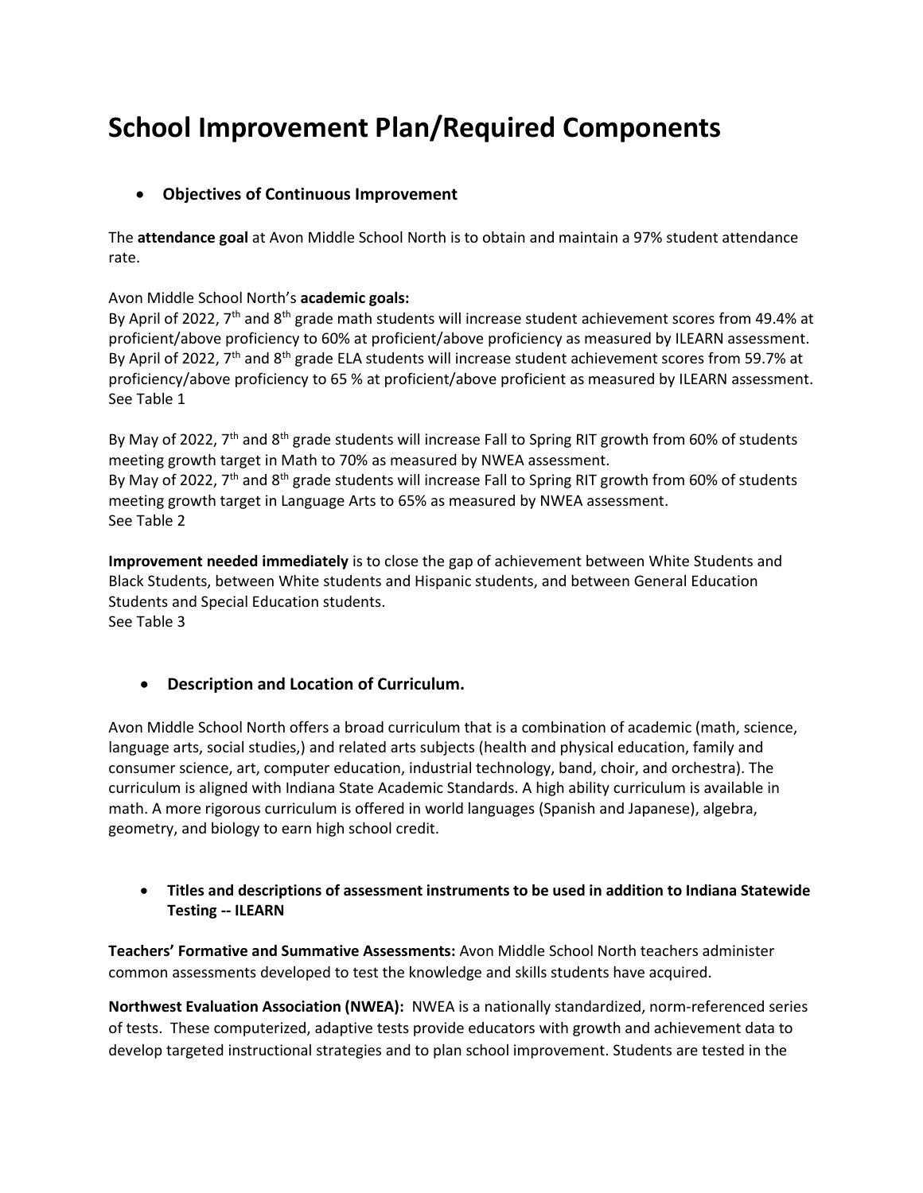# School Improvement Plan/Required Components

- **Objectives of Continuous Improvement**

The **attendance goal** at Avon Middle School North is to obtain and maintain a 97% student attendance rate.

Avon Middle School North's **academic goals:**
By April of 2022, 7th and 8th grade math students will increase student achievement scores from 49.4% at proficient/above proficiency to 60% at proficient/above proficiency as measured by ILEARN assessment.
By April of 2022, 7th and 8th grade ELA students will increase student achievement scores from 59.7% at proficiency/above proficiency to 65 % at proficient/above proficient as measured by ILEARN assessment.
See Table 1

By May of 2022, 7th and 8th grade students will increase Fall to Spring RIT growth from 60% of students meeting growth target in Math to 70% as measured by NWEA assessment.
By May of 2022, 7th and 8th grade students will increase Fall to Spring RIT growth from 60% of students meeting growth target in Language Arts to 65% as measured by NWEA assessment.
See Table 2

**Improvement needed immediately** is to close the gap of achievement between White Students and Black Students, between White students and Hispanic students, and between General Education Students and Special Education students.
See Table 3

- **Description and Location of Curriculum.**

Avon Middle School North offers a broad curriculum that is a combination of academic (math, science, language arts, social studies,) and related arts subjects (health and physical education, family and consumer science, art, computer education, industrial technology, band, choir, and orchestra). The curriculum is aligned with Indiana State Academic Standards. A high ability curriculum is available in math. A more rigorous curriculum is offered in world languages (Spanish and Japanese), algebra, geometry, and biology to earn high school credit.

- **Titles and descriptions of assessment instruments to be used in addition to Indiana Statewide Testing -- ILEARN**

**Teachers' Formative and Summative Assessments:** Avon Middle School North teachers administer common assessments developed to test the knowledge and skills students have acquired.

**Northwest Evaluation Association (NWEA):** NWEA is a nationally standardized, norm-referenced series of tests. These computerized, adaptive tests provide educators with growth and achievement data to develop targeted instructional strategies and to plan school improvement. Students are tested in the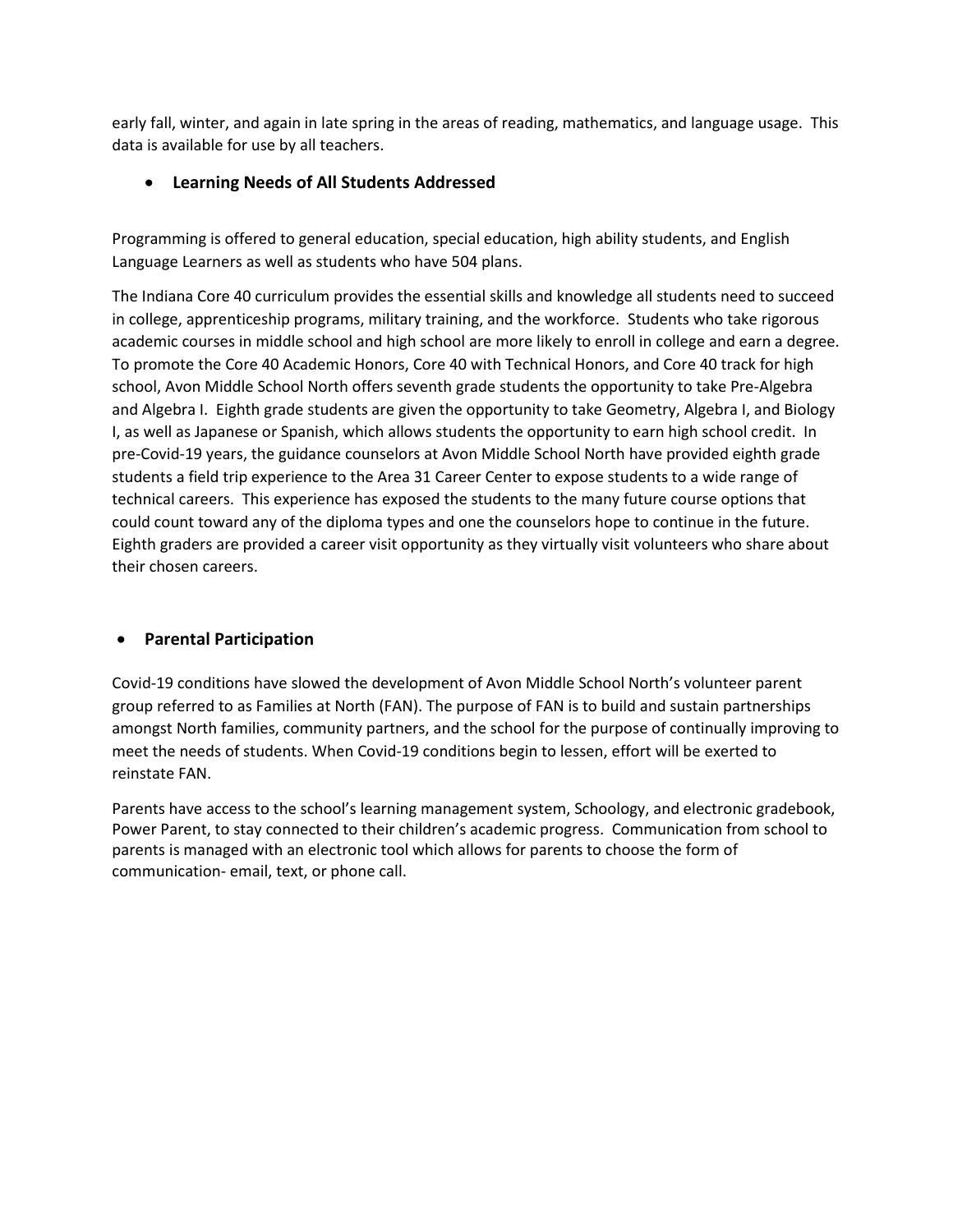early fall, winter, and again in late spring in the areas of reading, mathematics, and language usage. This data is available for use by all teachers.

- **Learning Needs of All Students Addressed**

Programming is offered to general education, special education, high ability students, and English Language Learners as well as students who have 504 plans.

The Indiana Core 40 curriculum provides the essential skills and knowledge all students need to succeed in college, apprenticeship programs, military training, and the workforce. Students who take rigorous academic courses in middle school and high school are more likely to enroll in college and earn a degree. To promote the Core 40 Academic Honors, Core 40 with Technical Honors, and Core 40 track for high school, Avon Middle School North offers seventh grade students the opportunity to take Pre-Algebra and Algebra I. Eighth grade students are given the opportunity to take Geometry, Algebra I, and Biology I, as well as Japanese or Spanish, which allows students the opportunity to earn high school credit. In pre-Covid-19 years, the guidance counselors at Avon Middle School North have provided eighth grade students a field trip experience to the Area 31 Career Center to expose students to a wide range of technical careers. This experience has exposed the students to the many future course options that could count toward any of the diploma types and one the counselors hope to continue in the future. Eighth graders are provided a career visit opportunity as they virtually visit volunteers who share about their chosen careers.

- **Parental Participation**

Covid-19 conditions have slowed the development of Avon Middle School North's volunteer parent group referred to as Families at North (FAN). The purpose of FAN is to build and sustain partnerships amongst North families, community partners, and the school for the purpose of continually improving to meet the needs of students. When Covid-19 conditions begin to lessen, effort will be exerted to reinstate FAN.

Parents have access to the school's learning management system, Schoology, and electronic gradebook, Power Parent, to stay connected to their children's academic progress. Communication from school to parents is managed with an electronic tool which allows for parents to choose the form of communication- email, text, or phone call.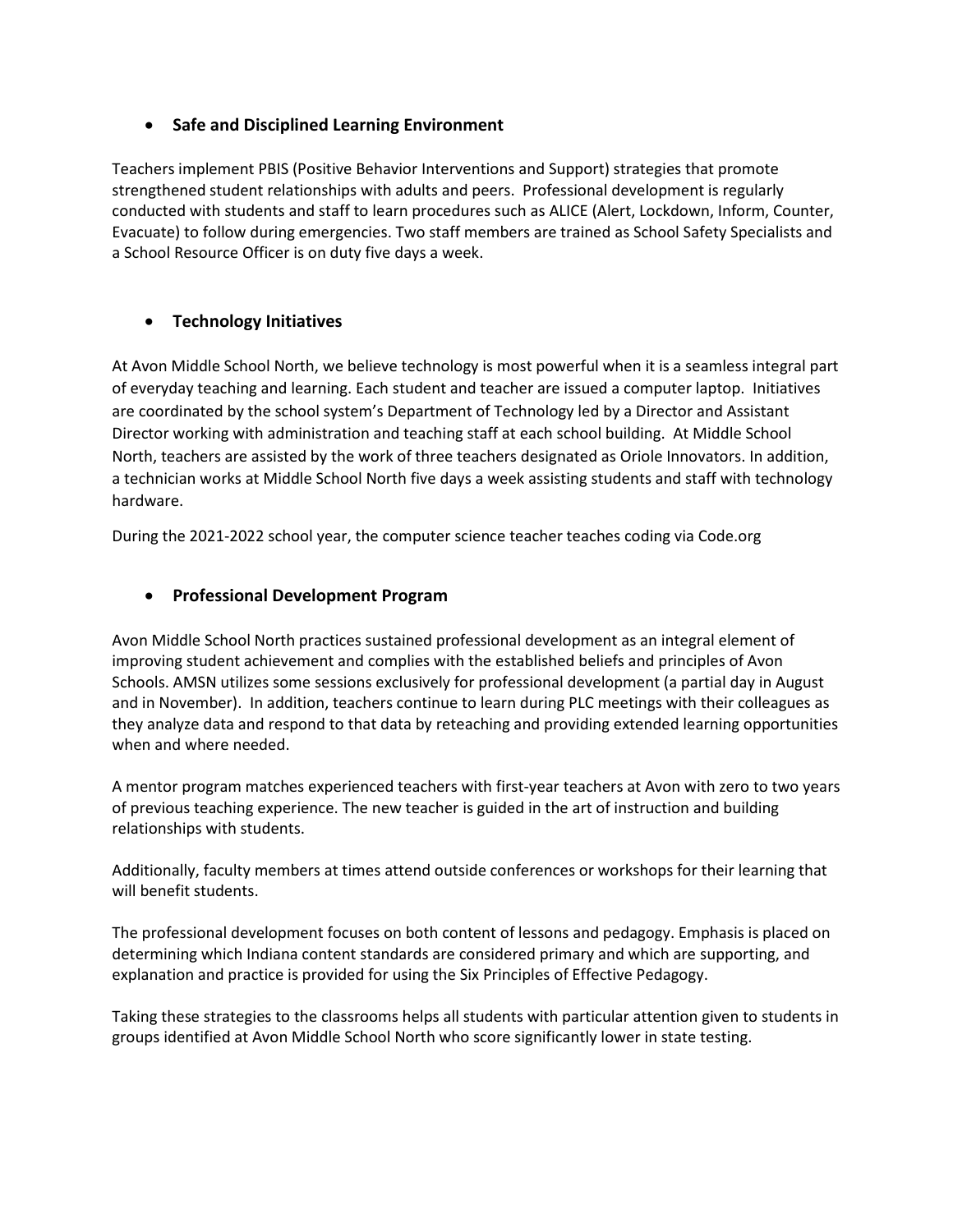- **Safe and Disciplined Learning Environment**

Teachers implement PBIS (Positive Behavior Interventions and Support) strategies that promote strengthened student relationships with adults and peers. Professional development is regularly conducted with students and staff to learn procedures such as ALICE (Alert, Lockdown, Inform, Counter, Evacuate) to follow during emergencies. Two staff members are trained as School Safety Specialists and a School Resource Officer is on duty five days a week.

- **Technology Initiatives**

At Avon Middle School North, we believe technology is most powerful when it is a seamless integral part of everyday teaching and learning. Each student and teacher are issued a computer laptop. Initiatives are coordinated by the school system's Department of Technology led by a Director and Assistant Director working with administration and teaching staff at each school building. At Middle School North, teachers are assisted by the work of three teachers designated as Oriole Innovators. In addition, a technician works at Middle School North five days a week assisting students and staff with technology hardware.

During the 2021-2022 school year, the computer science teacher teaches coding via Code.org

- **Professional Development Program**

Avon Middle School North practices sustained professional development as an integral element of improving student achievement and complies with the established beliefs and principles of Avon Schools. AMSN utilizes some sessions exclusively for professional development (a partial day in August and in November). In addition, teachers continue to learn during PLC meetings with their colleagues as they analyze data and respond to that data by reteaching and providing extended learning opportunities when and where needed.

A mentor program matches experienced teachers with first-year teachers at Avon with zero to two years of previous teaching experience. The new teacher is guided in the art of instruction and building relationships with students.

Additionally, faculty members at times attend outside conferences or workshops for their learning that will benefit students.

The professional development focuses on both content of lessons and pedagogy. Emphasis is placed on determining which Indiana content standards are considered primary and which are supporting, and explanation and practice is provided for using the Six Principles of Effective Pedagogy.

Taking these strategies to the classrooms helps all students with particular attention given to students in groups identified at Avon Middle School North who score significantly lower in state testing.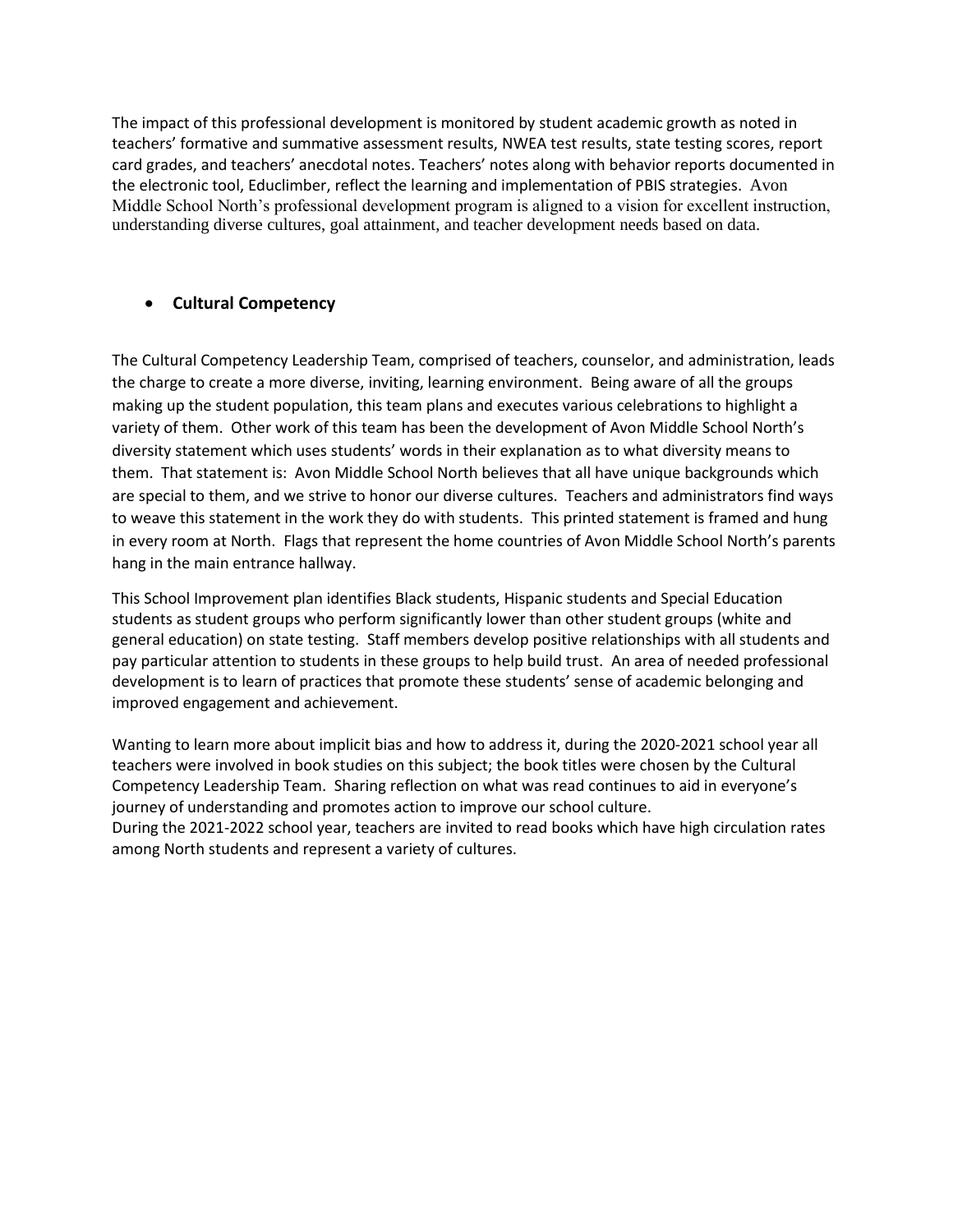The impact of this professional development is monitored by student academic growth as noted in teachers' formative and summative assessment results, NWEA test results, state testing scores, report card grades, and teachers' anecdotal notes. Teachers' notes along with behavior reports documented in the electronic tool, Educlimber, reflect the learning and implementation of PBIS strategies. Avon Middle School North's professional development program is aligned to a vision for excellent instruction, understanding diverse cultures, goal attainment, and teacher development needs based on data.

- **Cultural Competency**

The Cultural Competency Leadership Team, comprised of teachers, counselor, and administration, leads the charge to create a more diverse, inviting, learning environment. Being aware of all the groups making up the student population, this team plans and executes various celebrations to highlight a variety of them. Other work of this team has been the development of Avon Middle School North's diversity statement which uses students' words in their explanation as to what diversity means to them. That statement is: Avon Middle School North believes that all have unique backgrounds which are special to them, and we strive to honor our diverse cultures. Teachers and administrators find ways to weave this statement in the work they do with students. This printed statement is framed and hung in every room at North. Flags that represent the home countries of Avon Middle School North's parents hang in the main entrance hallway.

This School Improvement plan identifies Black students, Hispanic students and Special Education students as student groups who perform significantly lower than other student groups (white and general education) on state testing. Staff members develop positive relationships with all students and pay particular attention to students in these groups to help build trust. An area of needed professional development is to learn of practices that promote these students' sense of academic belonging and improved engagement and achievement.

Wanting to learn more about implicit bias and how to address it, during the 2020-2021 school year all teachers were involved in book studies on this subject; the book titles were chosen by the Cultural Competency Leadership Team. Sharing reflection on what was read continues to aid in everyone's journey of understanding and promotes action to improve our school culture.
During the 2021-2022 school year, teachers are invited to read books which have high circulation rates among North students and represent a variety of cultures.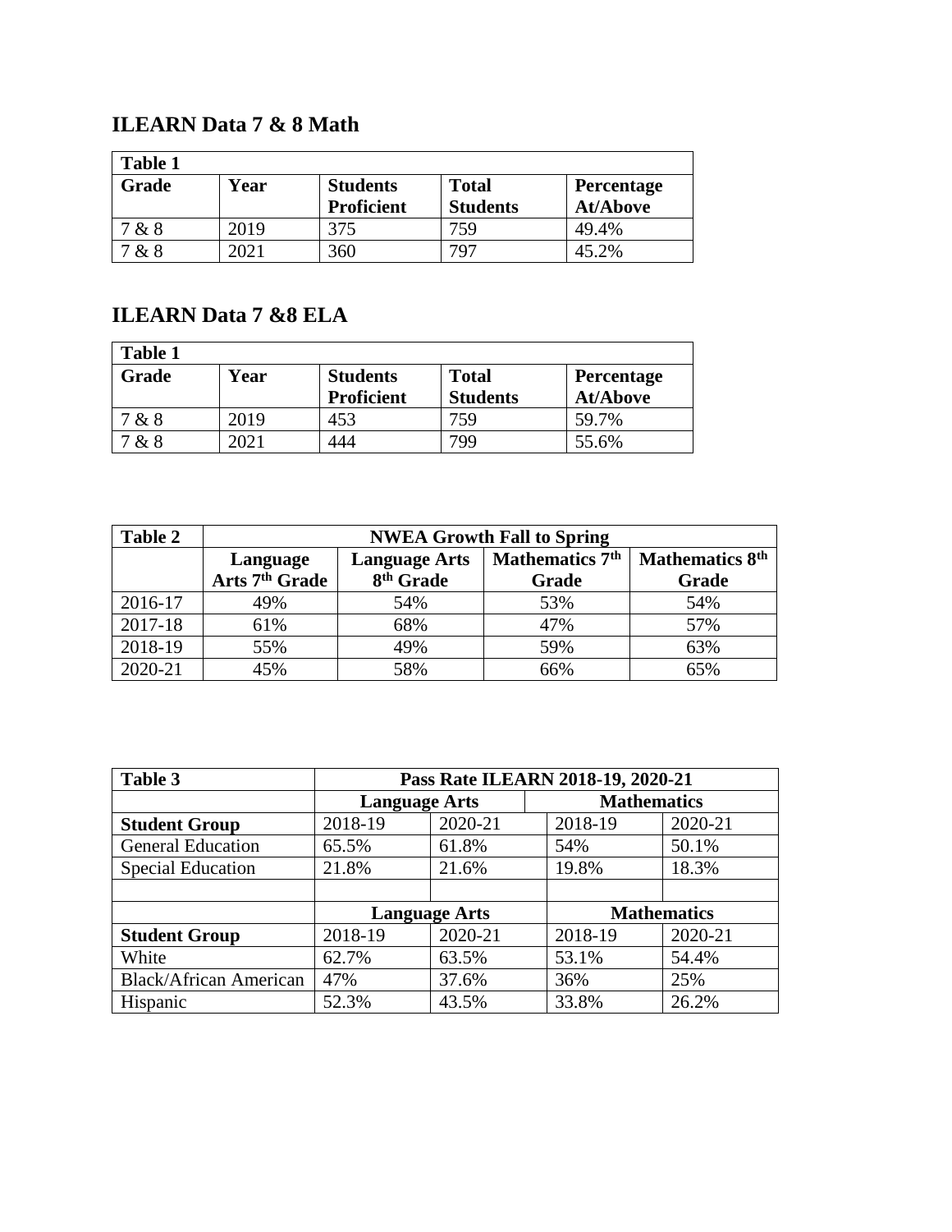### ILEARN Data 7 & 8 Math

| Table 1 | | | | |
|---|---|---|---|---|
| **Grade** | **Year** | **Students Proficient** | **Total Students** | **Percentage At/Above** |
| 7 & 8 | 2019 | 375 | 759 | 49.4% |
| 7 & 8 | 2021 | 360 | 797 | 45.2% |

### ILEARN Data 7 &8 ELA

| Table 1 | | | | |
|---|---|---|---|---|
| **Grade** | **Year** | **Students Proficient** | **Total Students** | **Percentage At/Above** |
| 7 & 8 | 2019 | 453 | 759 | 59.7% |
| 7 & 8 | 2021 | 444 | 799 | 55.6% |

| Table 2 | NWEA Growth Fall to Spring | | | |
|---|---|---|---|---|
| | **Language Arts 7th Grade** | **Language Arts 8th Grade** | **Mathematics 7th Grade** | **Mathematics 8th Grade** |
| 2016-17 | 49% | 54% | 53% | 54% |
| 2017-18 | 61% | 68% | 47% | 57% |
| 2018-19 | 55% | 49% | 59% | 63% |
| 2020-21 | 45% | 58% | 66% | 65% |

| Table 3 | Pass Rate ILEARN 2018-19, 2020-21 | | | |
|---|---|---|---|---|
| | **Language Arts** | | **Mathematics** | |
| **Student Group** | 2018-19 | 2020-21 | 2018-19 | 2020-21 |
| General Education | 65.5% | 61.8% | 54% | 50.1% |
| Special Education | 21.8% | 21.6% | 19.8% | 18.3% |
| | | | | |
| | **Language Arts** | | **Mathematics** | |
| **Student Group** | 2018-19 | 2020-21 | 2018-19 | 2020-21 |
| White | 62.7% | 63.5% | 53.1% | 54.4% |
| Black/African American | 47% | 37.6% | 36% | 25% |
| Hispanic | 52.3% | 43.5% | 33.8% | 26.2% |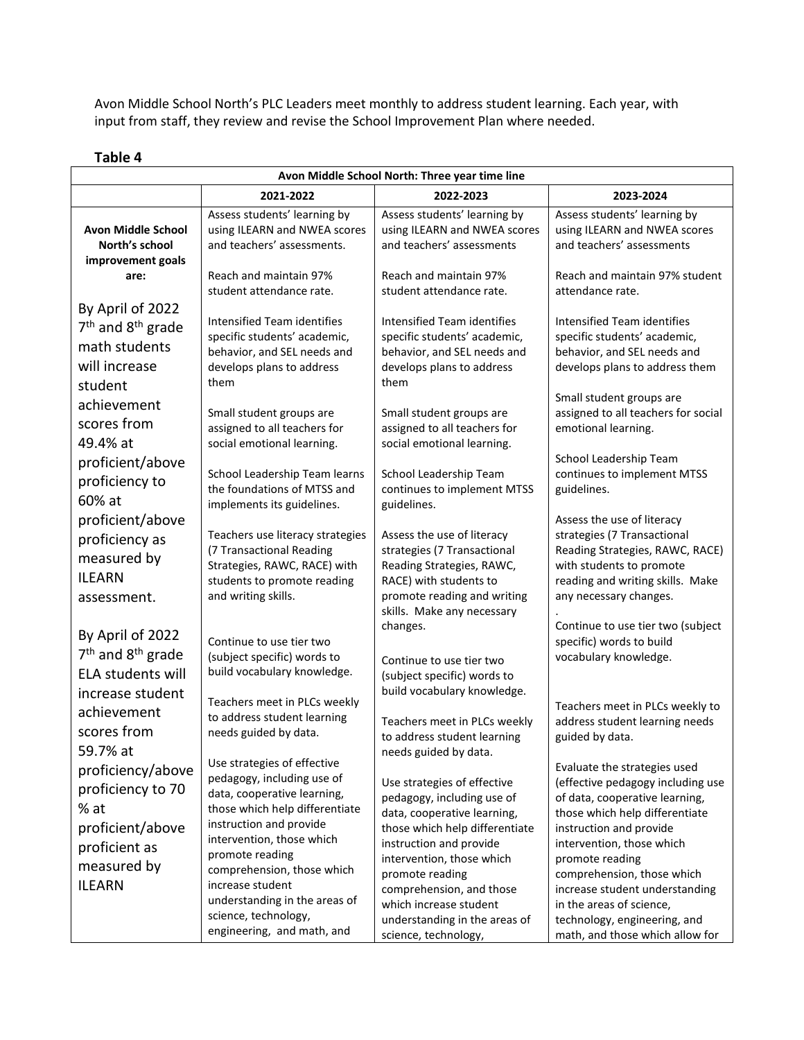Avon Middle School North's PLC Leaders meet monthly to address student learning. Each year, with input from staff, they review and revise the School Improvement Plan where needed.

**Table 4**

| Avon Middle School North: Three year time line | | | |
|---|---|---|---|
| | **2021-2022** | **2022-2023** | **2023-2024** |
| **Avon Middle School North's school improvement goals are:**<br><br>By April of 2022 7th and 8th grade math students will increase student achievement scores from 49.4% at proficient/above proficiency to 60% at proficient/above proficiency as measured by ILEARN assessment.<br><br>By April of 2022 7th and 8th grade ELA students will increase student achievement scores from 59.7% at proficiency/above proficiency to 70 % at proficient/above proficient as measured by ILEARN | Assess students' learning by using ILEARN and NWEA scores and teachers' assessments.<br><br>Reach and maintain 97% student attendance rate.<br><br>Intensified Team identifies specific students' academic, behavior, and SEL needs and develops plans to address them<br><br>Small student groups are assigned to all teachers for social emotional learning.<br><br>School Leadership Team learns the foundations of MTSS and implements its guidelines.<br><br>Teachers use literacy strategies (7 Transactional Reading Strategies, RAWC, RACE) with students to promote reading and writing skills.<br><br>Continue to use tier two (subject specific) words to build vocabulary knowledge.<br><br>Teachers meet in PLCs weekly to address student learning needs guided by data.<br><br>Use strategies of effective pedagogy, including use of data, cooperative learning, those which help differentiate instruction and provide intervention, those which promote reading comprehension, those which increase student understanding in the areas of science, technology, engineering, and math, and | Assess students' learning by using ILEARN and NWEA scores and teachers' assessments<br><br>Reach and maintain 97% student attendance rate.<br><br>Intensified Team identifies specific students' academic, behavior, and SEL needs and develops plans to address them<br><br>Small student groups are assigned to all teachers for social emotional learning.<br><br>School Leadership Team continues to implement MTSS guidelines.<br><br>Assess the use of literacy strategies (7 Transactional Reading Strategies, RAWC, RACE) with students to promote reading and writing skills. Make any necessary changes.<br><br>Continue to use tier two (subject specific) words to build vocabulary knowledge.<br><br>Teachers meet in PLCs weekly to address student learning needs guided by data.<br><br>Use strategies of effective pedagogy, including use of data, cooperative learning, those which help differentiate instruction and provide intervention, those which promote reading comprehension, and those which increase student understanding in the areas of science, technology, | Assess students' learning by using ILEARN and NWEA scores and teachers' assessments<br><br>Reach and maintain 97% student attendance rate.<br><br>Intensified Team identifies specific students' academic, behavior, and SEL needs and develops plans to address them<br><br>Small student groups are assigned to all teachers for social emotional learning.<br><br>School Leadership Team continues to implement MTSS guidelines.<br><br>Assess the use of literacy strategies (7 Transactional Reading Strategies, RAWC, RACE) with students to promote reading and writing skills. Make any necessary changes.<br>.<br>Continue to use tier two (subject specific) words to build vocabulary knowledge.<br><br>Teachers meet in PLCs weekly to address student learning needs guided by data.<br><br>Evaluate the strategies used (effective pedagogy including use of data, cooperative learning, those which help differentiate instruction and provide intervention, those which promote reading comprehension, those which increase student understanding in the areas of science, technology, engineering, and math, and those which allow for |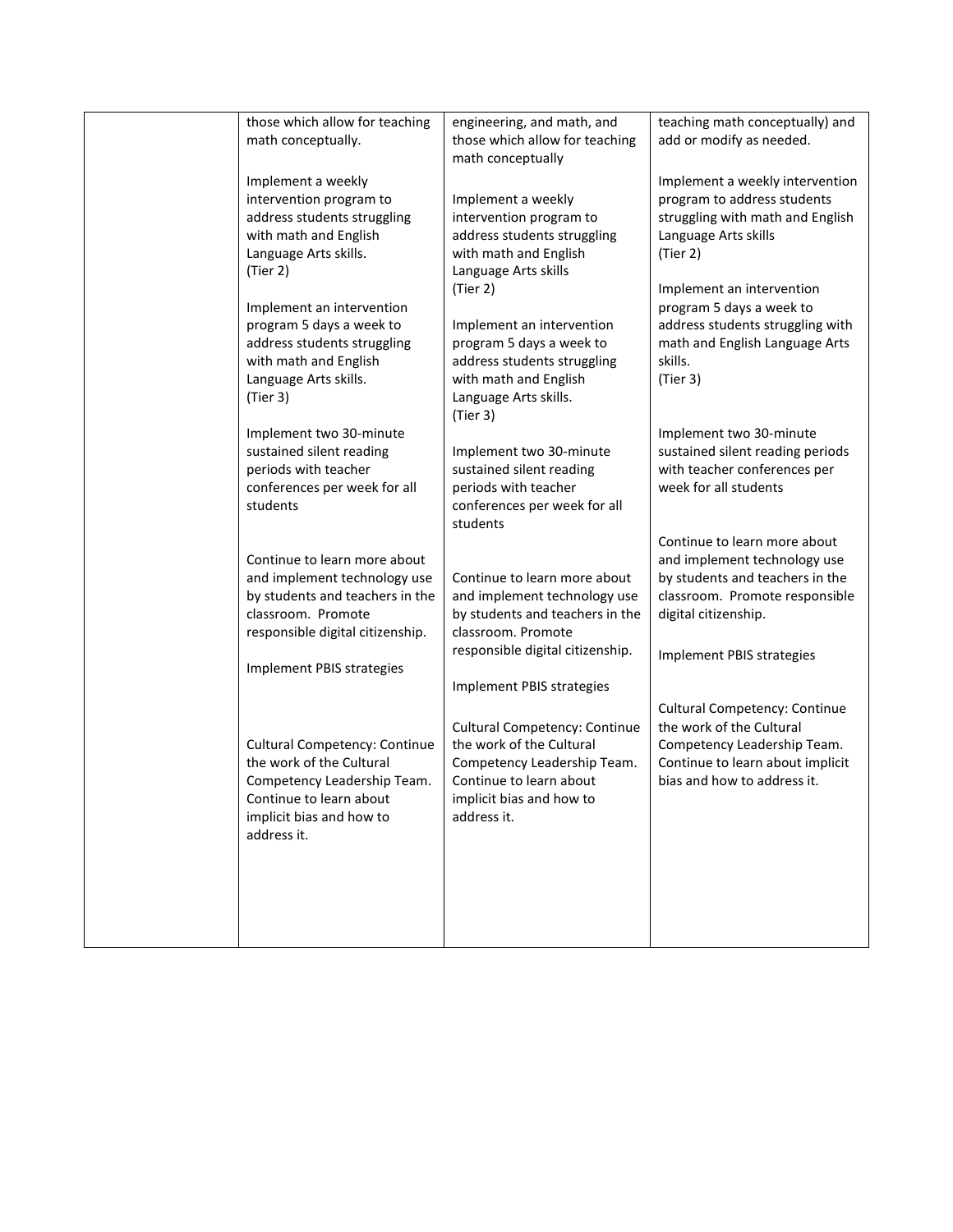| | | | |
|---|---|---|---|
| | those which allow for teaching math conceptually.<br><br>Implement a weekly intervention program to address students struggling with math and English Language Arts skills. (Tier 2)<br><br>Implement an intervention program 5 days a week to address students struggling with math and English Language Arts skills. (Tier 3)<br><br>Implement two 30-minute sustained silent reading periods with teacher conferences per week for all students<br><br>Continue to learn more about and implement technology use by students and teachers in the classroom. Promote responsible digital citizenship.<br><br>Implement PBIS strategies<br><br>Cultural Competency: Continue the work of the Cultural Competency Leadership Team. Continue to learn about implicit bias and how to address it. | engineering, and math, and those which allow for teaching math conceptually<br><br>Implement a weekly intervention program to address students struggling with math and English Language Arts skills (Tier 2)<br><br>Implement an intervention program 5 days a week to address students struggling with math and English Language Arts skills. (Tier 3)<br><br>Implement two 30-minute sustained silent reading periods with teacher conferences per week for all students<br><br>Continue to learn more about and implement technology use by students and teachers in the classroom. Promote responsible digital citizenship.<br><br>Implement PBIS strategies<br><br>Cultural Competency: Continue the work of the Cultural Competency Leadership Team. Continue to learn about implicit bias and how to address it. | teaching math conceptually) and add or modify as needed.<br><br>Implement a weekly intervention program to address students struggling with math and English Language Arts skills (Tier 2)<br><br>Implement an intervention program 5 days a week to address students struggling with math and English Language Arts skills. (Tier 3)<br><br>Implement two 30-minute sustained silent reading periods with teacher conferences per week for all students<br><br>Continue to learn more about and implement technology use by students and teachers in the classroom. Promote responsible digital citizenship.<br><br>Implement PBIS strategies<br><br>Cultural Competency: Continue the work of the Cultural Competency Leadership Team. Continue to learn about implicit bias and how to address it. |